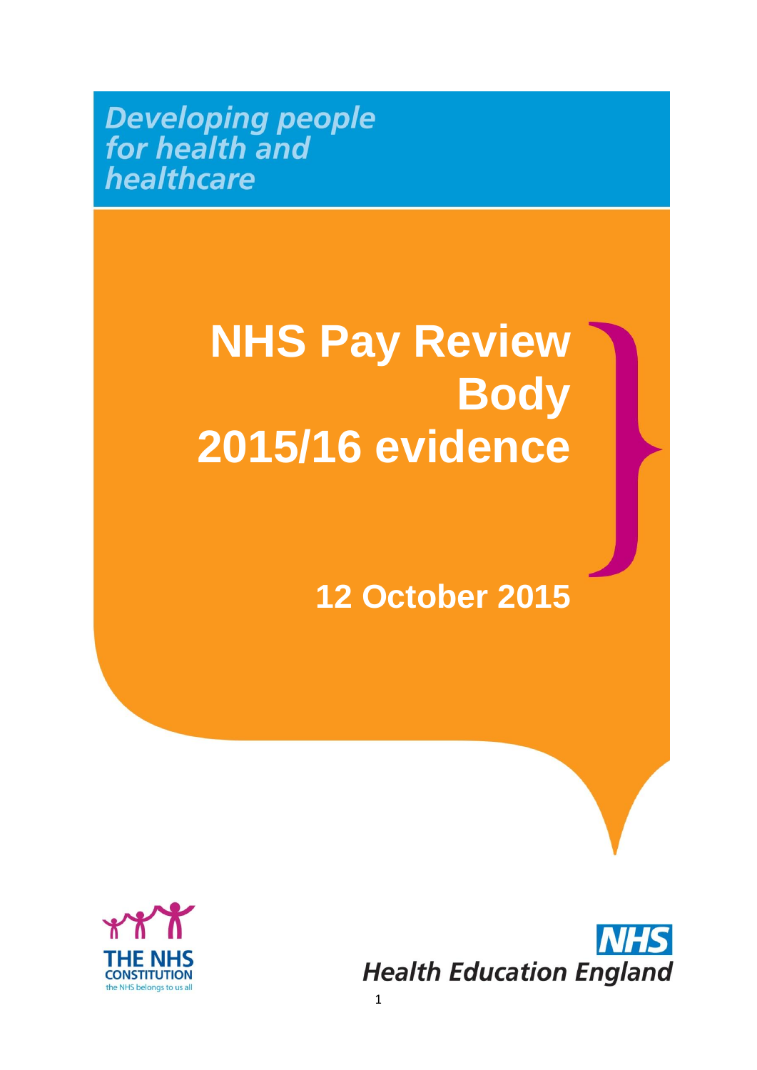*Developing people for health and healthcare*

# NHS Pay Review Body 2015/16 evidence

## 12 October 2015

THE NHS CONSTITUTION
the NHS belongs to us all

NHS
Health Education England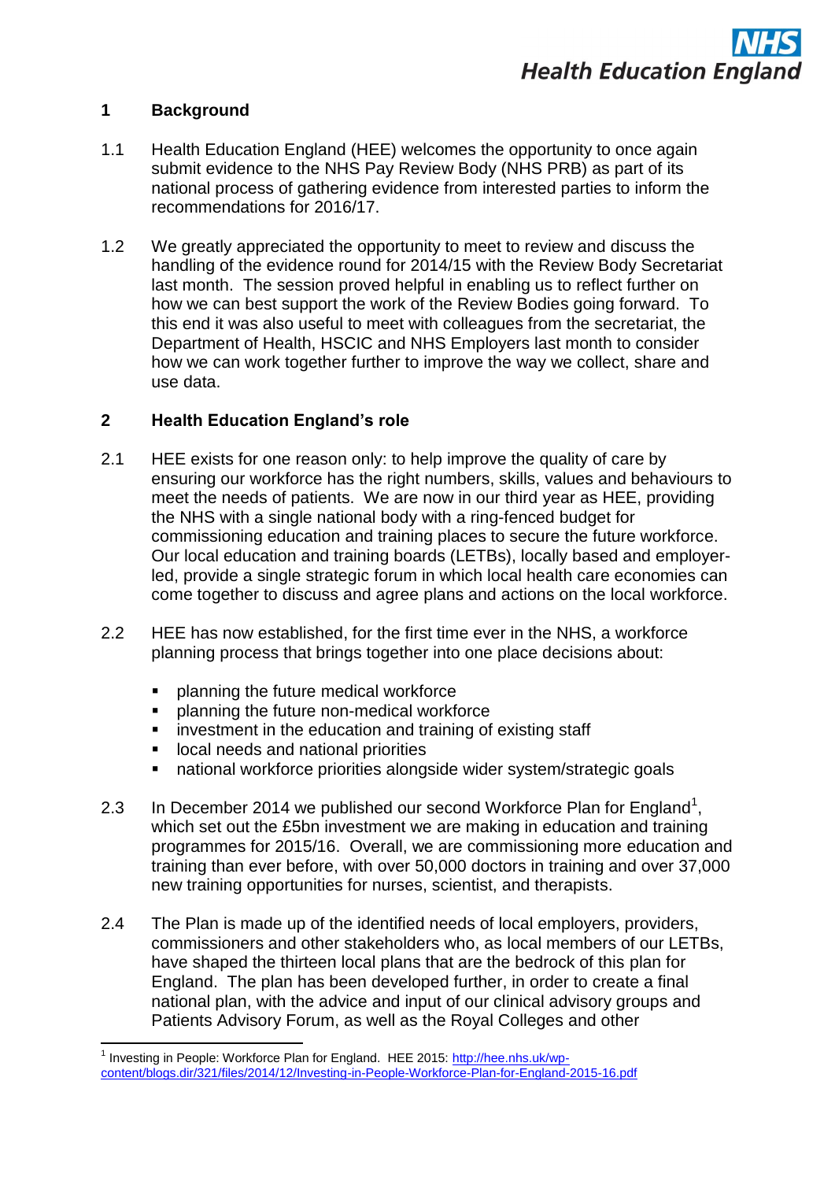## 1 Background

1.1 Health Education England (HEE) welcomes the opportunity to once again submit evidence to the NHS Pay Review Body (NHS PRB) as part of its national process of gathering evidence from interested parties to inform the recommendations for 2016/17.

1.2 We greatly appreciated the opportunity to meet to review and discuss the handling of the evidence round for 2014/15 with the Review Body Secretariat last month. The session proved helpful in enabling us to reflect further on how we can best support the work of the Review Bodies going forward. To this end it was also useful to meet with colleagues from the secretariat, the Department of Health, HSCIC and NHS Employers last month to consider how we can work together further to improve the way we collect, share and use data.

## 2 Health Education England's role

2.1 HEE exists for one reason only: to help improve the quality of care by ensuring our workforce has the right numbers, skills, values and behaviours to meet the needs of patients. We are now in our third year as HEE, providing the NHS with a single national body with a ring-fenced budget for commissioning education and training places to secure the future workforce. Our local education and training boards (LETBs), locally based and employer-led, provide a single strategic forum in which local health care economies can come together to discuss and agree plans and actions on the local workforce.

2.2 HEE has now established, for the first time ever in the NHS, a workforce planning process that brings together into one place decisions about:

- planning the future medical workforce
- planning the future non-medical workforce
- investment in the education and training of existing staff
- local needs and national priorities
- national workforce priorities alongside wider system/strategic goals

2.3 In December 2014 we published our second Workforce Plan for England[1], which set out the £5bn investment we are making in education and training programmes for 2015/16. Overall, we are commissioning more education and training than ever before, with over 50,000 doctors in training and over 37,000 new training opportunities for nurses, scientist, and therapists.

2.4 The Plan is made up of the identified needs of local employers, providers, commissioners and other stakeholders who, as local members of our LETBs, have shaped the thirteen local plans that are the bedrock of this plan for England. The plan has been developed further, in order to create a final national plan, with the advice and input of our clinical advisory groups and Patients Advisory Forum, as well as the Royal Colleges and other

---

[1] Investing in People: Workforce Plan for England. HEE 2015: http://hee.nhs.uk/wp-content/blogs.dir/321/files/2014/12/Investing-in-People-Workforce-Plan-for-England-2015-16.pdf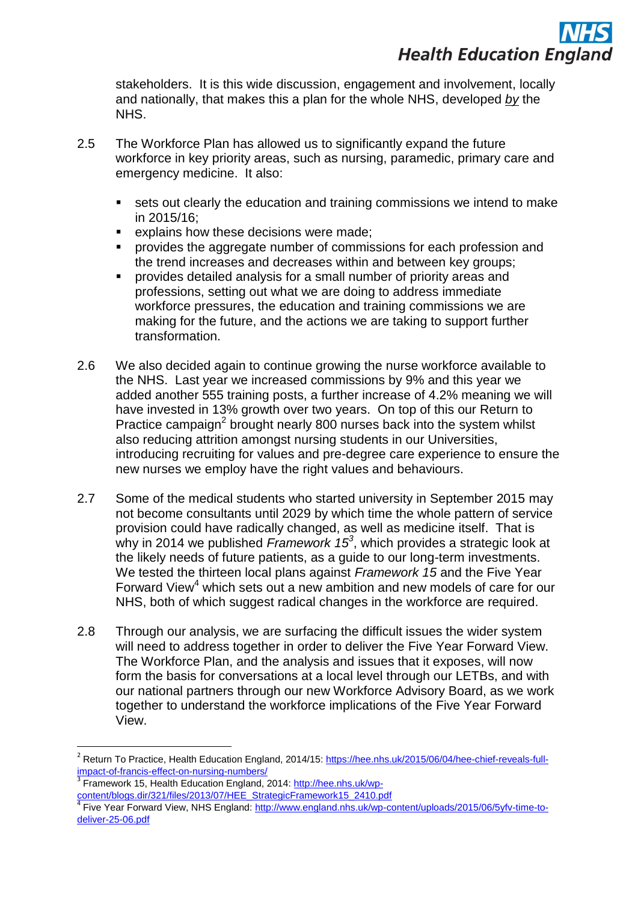stakeholders. It is this wide discussion, engagement and involvement, locally and nationally, that makes this a plan for the whole NHS, developed *by* the NHS.

2.5 The Workforce Plan has allowed us to significantly expand the future workforce in key priority areas, such as nursing, paramedic, primary care and emergency medicine. It also:

- sets out clearly the education and training commissions we intend to make in 2015/16;
- explains how these decisions were made;
- provides the aggregate number of commissions for each profession and the trend increases and decreases within and between key groups;
- provides detailed analysis for a small number of priority areas and professions, setting out what we are doing to address immediate workforce pressures, the education and training commissions we are making for the future, and the actions we are taking to support further transformation.

2.6 We also decided again to continue growing the nurse workforce available to the NHS. Last year we increased commissions by 9% and this year we added another 555 training posts, a further increase of 4.2% meaning we will have invested in 13% growth over two years. On top of this our Return to Practice campaign[2] brought nearly 800 nurses back into the system whilst also reducing attrition amongst nursing students in our Universities, introducing recruiting for values and pre-degree care experience to ensure the new nurses we employ have the right values and behaviours.

2.7 Some of the medical students who started university in September 2015 may not become consultants until 2029 by which time the whole pattern of service provision could have radically changed, as well as medicine itself. That is why in 2014 we published *Framework 15*[3], which provides a strategic look at the likely needs of future patients, as a guide to our long-term investments. We tested the thirteen local plans against *Framework 15* and the Five Year Forward View[4] which sets out a new ambition and new models of care for our NHS, both of which suggest radical changes in the workforce are required.

2.8 Through our analysis, we are surfacing the difficult issues the wider system will need to address together in order to deliver the Five Year Forward View. The Workforce Plan, and the analysis and issues that it exposes, will now form the basis for conversations at a local level through our LETBs, and with our national partners through our new Workforce Advisory Board, as we work together to understand the workforce implications of the Five Year Forward View.

---

[2] Return To Practice, Health Education England, 2014/15: https://hee.nhs.uk/2015/06/04/hee-chief-reveals-full-impact-of-francis-effect-on-nursing-numbers/

[3] Framework 15, Health Education England, 2014: http://hee.nhs.uk/wp-content/blogs.dir/321/files/2013/07/HEE_StrategicFramework15_2410.pdf

[4] Five Year Forward View, NHS England: http://www.england.nhs.uk/wp-content/uploads/2015/06/5yfv-time-to-deliver-25-06.pdf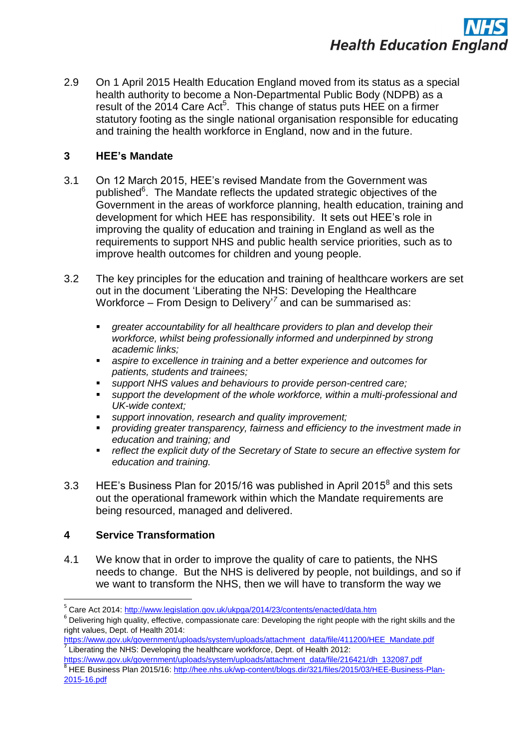2.9 On 1 April 2015 Health Education England moved from its status as a special health authority to become a Non-Departmental Public Body (NDPB) as a result of the 2014 Care Act[5]. This change of status puts HEE on a firmer statutory footing as the single national organisation responsible for educating and training the health workforce in England, now and in the future.

## 3 HEE's Mandate

3.1 On 12 March 2015, HEE's revised Mandate from the Government was published[6]. The Mandate reflects the updated strategic objectives of the Government in the areas of workforce planning, health education, training and development for which HEE has responsibility. It sets out HEE's role in improving the quality of education and training in England as well as the requirements to support NHS and public health service priorities, such as to improve health outcomes for children and young people.

3.2 The key principles for the education and training of healthcare workers are set out in the document 'Liberating the NHS: Developing the Healthcare Workforce – From Design to Delivery'[7] and can be summarised as:

- *greater accountability for all healthcare providers to plan and develop their workforce, whilst being professionally informed and underpinned by strong academic links;*
- *aspire to excellence in training and a better experience and outcomes for patients, students and trainees;*
- *support NHS values and behaviours to provide person-centred care;*
- *support the development of the whole workforce, within a multi-professional and UK-wide context;*
- *support innovation, research and quality improvement;*
- *providing greater transparency, fairness and efficiency to the investment made in education and training; and*
- *reflect the explicit duty of the Secretary of State to secure an effective system for education and training.*

3.3 HEE's Business Plan for 2015/16 was published in April 2015[8] and this sets out the operational framework within which the Mandate requirements are being resourced, managed and delivered.

## 4 Service Transformation

4.1 We know that in order to improve the quality of care to patients, the NHS needs to change. But the NHS is delivered by people, not buildings, and so if we want to transform the NHS, then we will have to transform the way we

---

[5] Care Act 2014: http://www.legislation.gov.uk/ukpga/2014/23/contents/enacted/data.htm

[6] Delivering high quality, effective, compassionate care: Developing the right people with the right skills and the right values, Dept. of Health 2014: https://www.gov.uk/government/uploads/system/uploads/attachment_data/file/411200/HEE_Mandate.pdf

[7] Liberating the NHS: Developing the healthcare workforce, Dept. of Health 2012: https://www.gov.uk/government/uploads/system/uploads/attachment_data/file/216421/dh_132087.pdf

[8] HEE Business Plan 2015/16: http://hee.nhs.uk/wp-content/blogs.dir/321/files/2015/03/HEE-Business-Plan-2015-16.pdf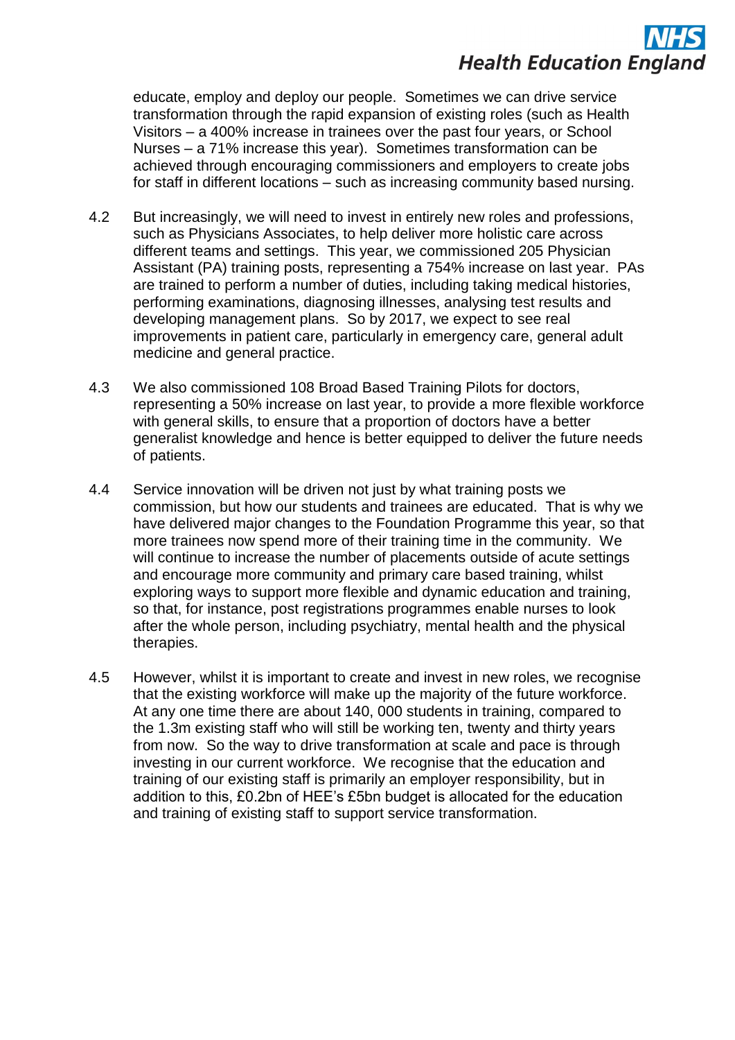educate, employ and deploy our people. Sometimes we can drive service transformation through the rapid expansion of existing roles (such as Health Visitors – a 400% increase in trainees over the past four years, or School Nurses – a 71% increase this year). Sometimes transformation can be achieved through encouraging commissioners and employers to create jobs for staff in different locations – such as increasing community based nursing.

4.2 But increasingly, we will need to invest in entirely new roles and professions, such as Physicians Associates, to help deliver more holistic care across different teams and settings. This year, we commissioned 205 Physician Assistant (PA) training posts, representing a 754% increase on last year. PAs are trained to perform a number of duties, including taking medical histories, performing examinations, diagnosing illnesses, analysing test results and developing management plans. So by 2017, we expect to see real improvements in patient care, particularly in emergency care, general adult medicine and general practice.

4.3 We also commissioned 108 Broad Based Training Pilots for doctors, representing a 50% increase on last year, to provide a more flexible workforce with general skills, to ensure that a proportion of doctors have a better generalist knowledge and hence is better equipped to deliver the future needs of patients.

4.4 Service innovation will be driven not just by what training posts we commission, but how our students and trainees are educated. That is why we have delivered major changes to the Foundation Programme this year, so that more trainees now spend more of their training time in the community. We will continue to increase the number of placements outside of acute settings and encourage more community and primary care based training, whilst exploring ways to support more flexible and dynamic education and training, so that, for instance, post registrations programmes enable nurses to look after the whole person, including psychiatry, mental health and the physical therapies.

4.5 However, whilst it is important to create and invest in new roles, we recognise that the existing workforce will make up the majority of the future workforce. At any one time there are about 140, 000 students in training, compared to the 1.3m existing staff who will still be working ten, twenty and thirty years from now. So the way to drive transformation at scale and pace is through investing in our current workforce. We recognise that the education and training of our existing staff is primarily an employer responsibility, but in addition to this, £0.2bn of HEE's £5bn budget is allocated for the education and training of existing staff to support service transformation.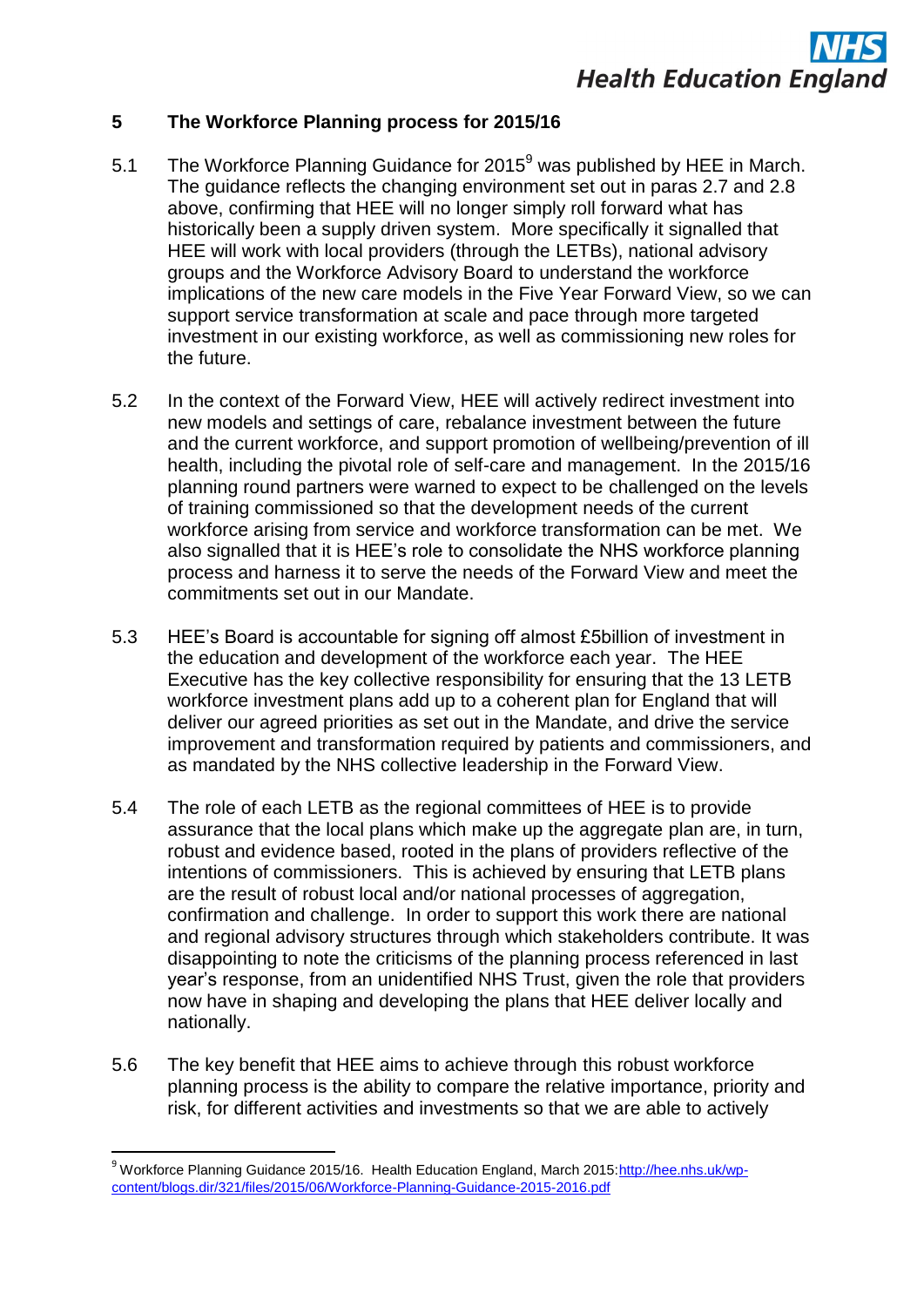## 5 The Workforce Planning process for 2015/16

5.1 The Workforce Planning Guidance for 2015[9] was published by HEE in March. The guidance reflects the changing environment set out in paras 2.7 and 2.8 above, confirming that HEE will no longer simply roll forward what has historically been a supply driven system. More specifically it signalled that HEE will work with local providers (through the LETBs), national advisory groups and the Workforce Advisory Board to understand the workforce implications of the new care models in the Five Year Forward View, so we can support service transformation at scale and pace through more targeted investment in our existing workforce, as well as commissioning new roles for the future.

5.2 In the context of the Forward View, HEE will actively redirect investment into new models and settings of care, rebalance investment between the future and the current workforce, and support promotion of wellbeing/prevention of ill health, including the pivotal role of self-care and management. In the 2015/16 planning round partners were warned to expect to be challenged on the levels of training commissioned so that the development needs of the current workforce arising from service and workforce transformation can be met. We also signalled that it is HEE's role to consolidate the NHS workforce planning process and harness it to serve the needs of the Forward View and meet the commitments set out in our Mandate.

5.3 HEE's Board is accountable for signing off almost £5billion of investment in the education and development of the workforce each year. The HEE Executive has the key collective responsibility for ensuring that the 13 LETB workforce investment plans add up to a coherent plan for England that will deliver our agreed priorities as set out in the Mandate, and drive the service improvement and transformation required by patients and commissioners, and as mandated by the NHS collective leadership in the Forward View.

5.4 The role of each LETB as the regional committees of HEE is to provide assurance that the local plans which make up the aggregate plan are, in turn, robust and evidence based, rooted in the plans of providers reflective of the intentions of commissioners. This is achieved by ensuring that LETB plans are the result of robust local and/or national processes of aggregation, confirmation and challenge. In order to support this work there are national and regional advisory structures through which stakeholders contribute. It was disappointing to note the criticisms of the planning process referenced in last year's response, from an unidentified NHS Trust, given the role that providers now have in shaping and developing the plans that HEE deliver locally and nationally.

5.6 The key benefit that HEE aims to achieve through this robust workforce planning process is the ability to compare the relative importance, priority and risk, for different activities and investments so that we are able to actively

---

[9] Workforce Planning Guidance 2015/16. Health Education England, March 2015:http://hee.nhs.uk/wp-content/blogs.dir/321/files/2015/06/Workforce-Planning-Guidance-2015-2016.pdf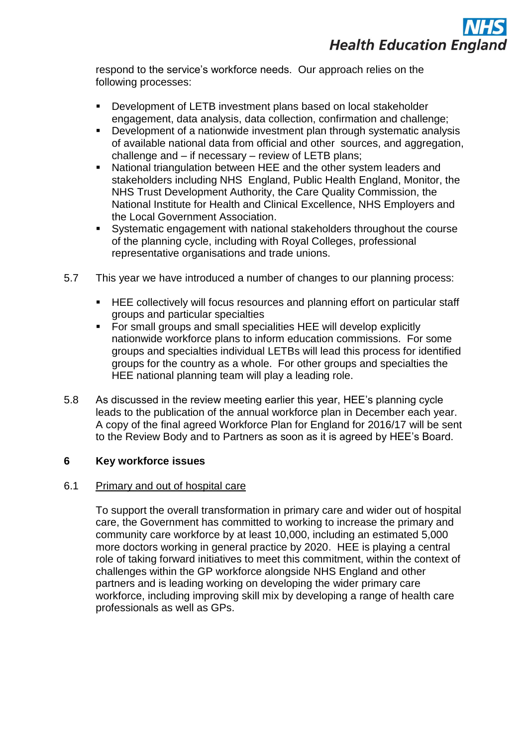respond to the service's workforce needs. Our approach relies on the following processes:

- Development of LETB investment plans based on local stakeholder engagement, data analysis, data collection, confirmation and challenge;
- Development of a nationwide investment plan through systematic analysis of available national data from official and other sources, and aggregation, challenge and – if necessary – review of LETB plans;
- National triangulation between HEE and the other system leaders and stakeholders including NHS England, Public Health England, Monitor, the NHS Trust Development Authority, the Care Quality Commission, the National Institute for Health and Clinical Excellence, NHS Employers and the Local Government Association.
- Systematic engagement with national stakeholders throughout the course of the planning cycle, including with Royal Colleges, professional representative organisations and trade unions.

5.7 This year we have introduced a number of changes to our planning process:

- HEE collectively will focus resources and planning effort on particular staff groups and particular specialties
- For small groups and small specialities HEE will develop explicitly nationwide workforce plans to inform education commissions. For some groups and specialties individual LETBs will lead this process for identified groups for the country as a whole. For other groups and specialties the HEE national planning team will play a leading role.

5.8 As discussed in the review meeting earlier this year, HEE's planning cycle leads to the publication of the annual workforce plan in December each year. A copy of the final agreed Workforce Plan for England for 2016/17 will be sent to the Review Body and to Partners as soon as it is agreed by HEE's Board.

## 6 Key workforce issues

### 6.1 Primary and out of hospital care

To support the overall transformation in primary care and wider out of hospital care, the Government has committed to working to increase the primary and community care workforce by at least 10,000, including an estimated 5,000 more doctors working in general practice by 2020. HEE is playing a central role of taking forward initiatives to meet this commitment, within the context of challenges within the GP workforce alongside NHS England and other partners and is leading working on developing the wider primary care workforce, including improving skill mix by developing a range of health care professionals as well as GPs.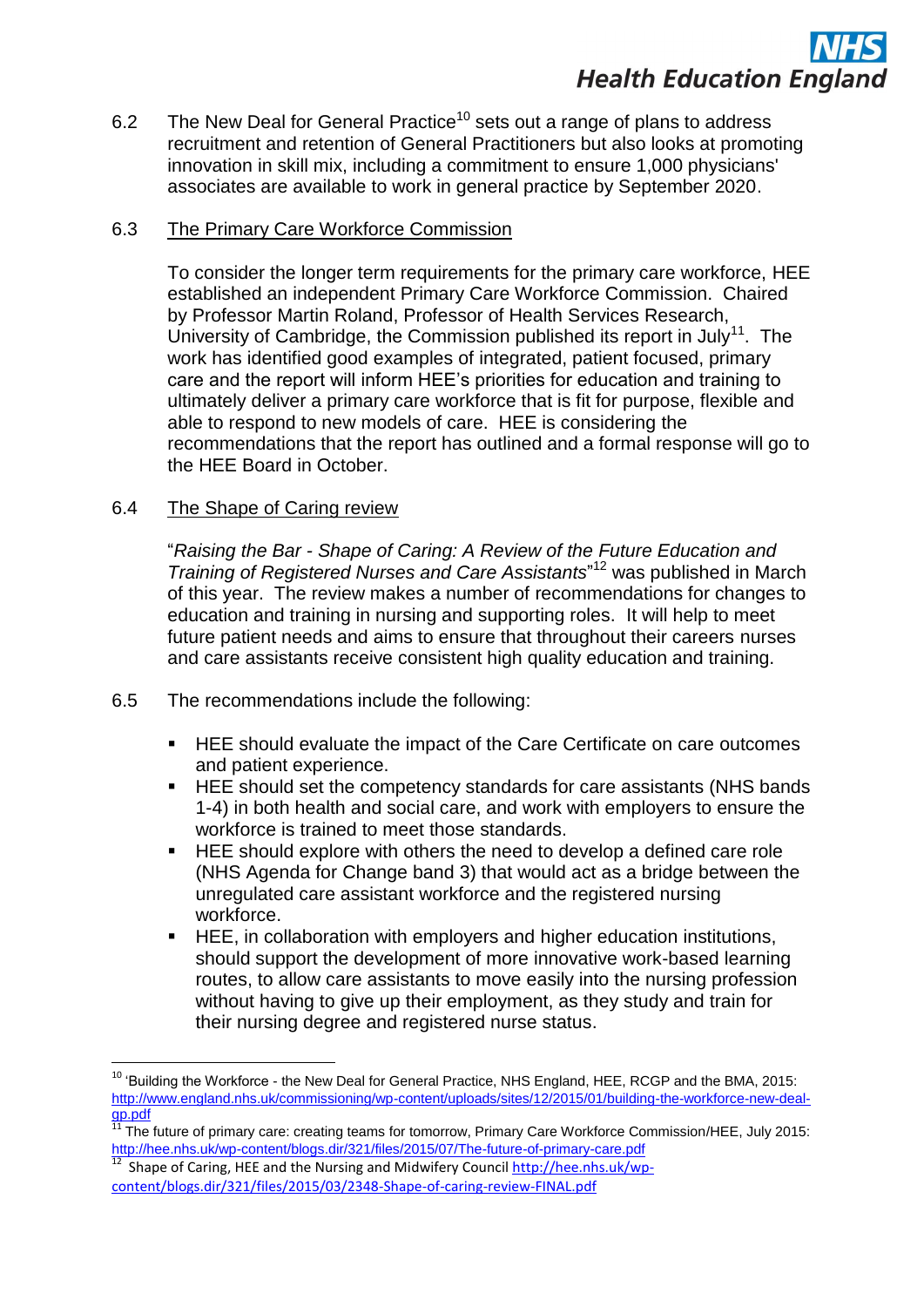6.2 The New Deal for General Practice[10] sets out a range of plans to address recruitment and retention of General Practitioners but also looks at promoting innovation in skill mix, including a commitment to ensure 1,000 physicians' associates are available to work in general practice by September 2020.

6.3 <u>The Primary Care Workforce Commission</u>

To consider the longer term requirements for the primary care workforce, HEE established an independent Primary Care Workforce Commission. Chaired by Professor Martin Roland, Professor of Health Services Research, University of Cambridge, the Commission published its report in July[11]. The work has identified good examples of integrated, patient focused, primary care and the report will inform HEE's priorities for education and training to ultimately deliver a primary care workforce that is fit for purpose, flexible and able to respond to new models of care. HEE is considering the recommendations that the report has outlined and a formal response will go to the HEE Board in October.

6.4 <u>The Shape of Caring review</u>

"*Raising the Bar - Shape of Caring: A Review of the Future Education and Training of Registered Nurses and Care Assistants*"[12] was published in March of this year. The review makes a number of recommendations for changes to education and training in nursing and supporting roles. It will help to meet future patient needs and aims to ensure that throughout their careers nurses and care assistants receive consistent high quality education and training.

6.5 The recommendations include the following:

- HEE should evaluate the impact of the Care Certificate on care outcomes and patient experience.
- HEE should set the competency standards for care assistants (NHS bands 1-4) in both health and social care, and work with employers to ensure the workforce is trained to meet those standards.
- HEE should explore with others the need to develop a defined care role (NHS Agenda for Change band 3) that would act as a bridge between the unregulated care assistant workforce and the registered nursing workforce.
- HEE, in collaboration with employers and higher education institutions, should support the development of more innovative work-based learning routes, to allow care assistants to move easily into the nursing profession without having to give up their employment, as they study and train for their nursing degree and registered nurse status.

---

[10] 'Building the Workforce - the New Deal for General Practice, NHS England, HEE, RCGP and the BMA, 2015: http://www.england.nhs.uk/commissioning/wp-content/uploads/sites/12/2015/01/building-the-workforce-new-deal-gp.pdf

[11] The future of primary care: creating teams for tomorrow, Primary Care Workforce Commission/HEE, July 2015: http://hee.nhs.uk/wp-content/blogs.dir/321/files/2015/07/The-future-of-primary-care.pdf

[12] Shape of Caring, HEE and the Nursing and Midwifery Council http://hee.nhs.uk/wp-content/blogs.dir/321/files/2015/03/2348-Shape-of-caring-review-FINAL.pdf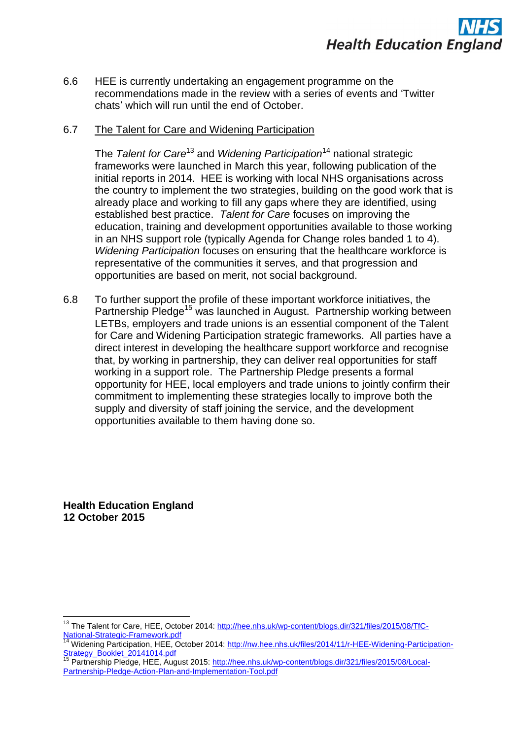6.6 HEE is currently undertaking an engagement programme on the recommendations made in the review with a series of events and 'Twitter chats' which will run until the end of October.

6.7 The Talent for Care and Widening Participation

The *Talent for Care*[13] and *Widening Participation*[14] national strategic frameworks were launched in March this year, following publication of the initial reports in 2014. HEE is working with local NHS organisations across the country to implement the two strategies, building on the good work that is already place and working to fill any gaps where they are identified, using established best practice. *Talent for Care* focuses on improving the education, training and development opportunities available to those working in an NHS support role (typically Agenda for Change roles banded 1 to 4). *Widening Participation* focuses on ensuring that the healthcare workforce is representative of the communities it serves, and that progression and opportunities are based on merit, not social background.

6.8 To further support the profile of these important workforce initiatives, the Partnership Pledge[15] was launched in August. Partnership working between LETBs, employers and trade unions is an essential component of the Talent for Care and Widening Participation strategic frameworks. All parties have a direct interest in developing the healthcare support workforce and recognise that, by working in partnership, they can deliver real opportunities for staff working in a support role. The Partnership Pledge presents a formal opportunity for HEE, local employers and trade unions to jointly confirm their commitment to implementing these strategies locally to improve both the supply and diversity of staff joining the service, and the development opportunities available to them having done so.

**Health Education England**
**12 October 2015**

---

[13] The Talent for Care, HEE, October 2014: http://hee.nhs.uk/wp-content/blogs.dir/321/files/2015/08/TfC-National-Strategic-Framework.pdf

[14] Widening Participation, HEE, October 2014: http://nw.hee.nhs.uk/files/2014/11/r-HEE-Widening-Participation-Strategy_Booklet_20141014.pdf

[15] Partnership Pledge, HEE, August 2015: http://hee.nhs.uk/wp-content/blogs.dir/321/files/2015/08/Local-Partnership-Pledge-Action-Plan-and-Implementation-Tool.pdf